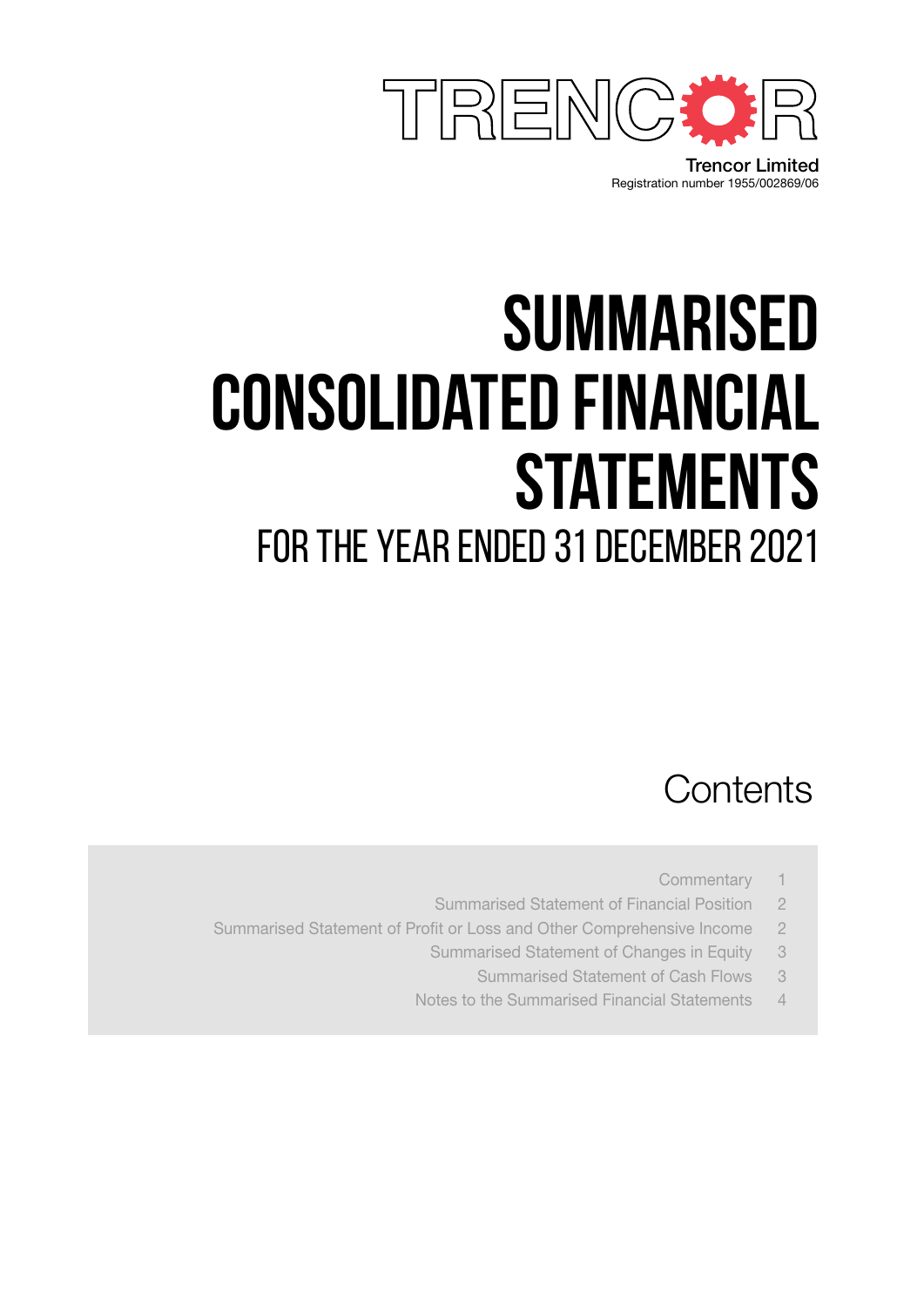TRENCOR

Trencor Limited
Registration number 1955/002869/06

# SUMMARISED CONSOLIDATED FINANCIAL STATEMENTS

## FOR THE YEAR ENDED 31 DECEMBER 2021

## Contents

| | |
|---|---|
| Commentary | 1 |
| Summarised Statement of Financial Position | 2 |
| Summarised Statement of Profit or Loss and Other Comprehensive Income | 2 |
| Summarised Statement of Changes in Equity | 3 |
| Summarised Statement of Cash Flows | 3 |
| Notes to the Summarised Financial Statements | 4 |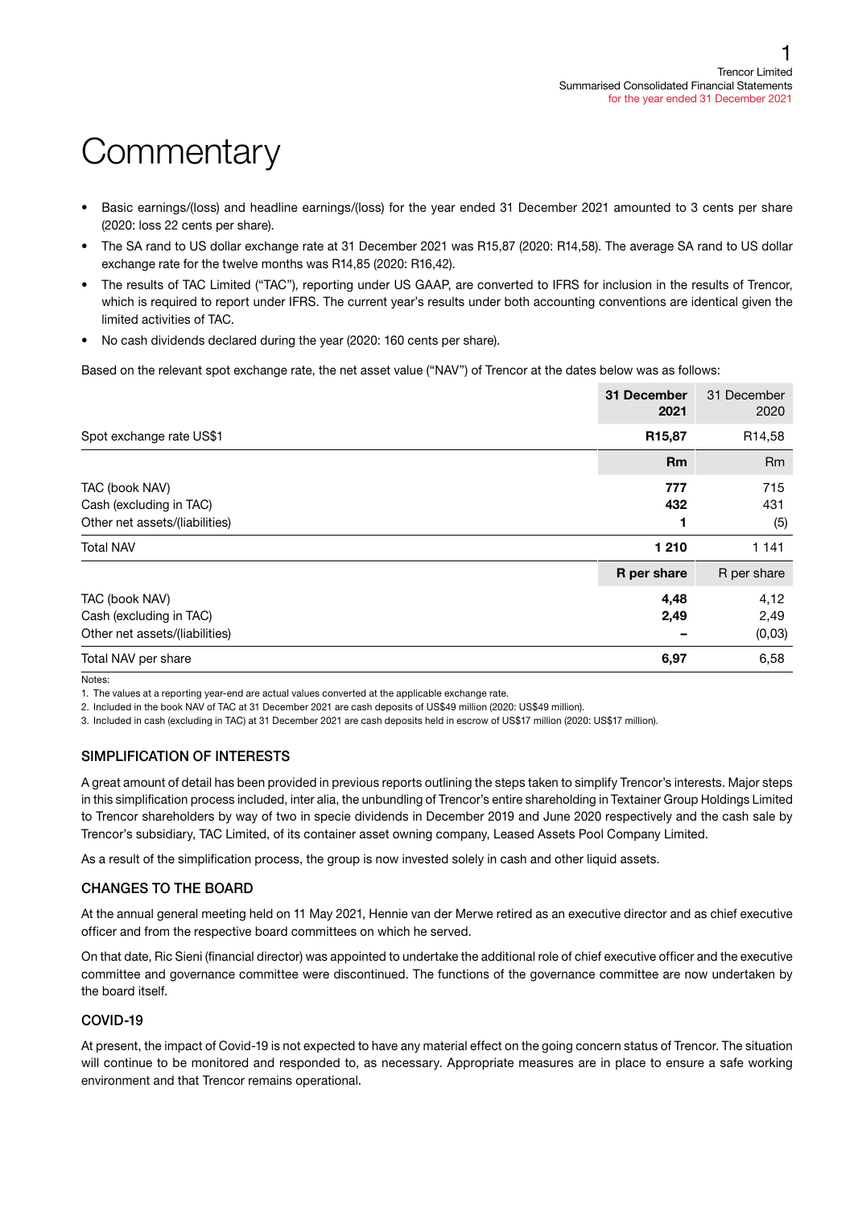# Commentary

- Basic earnings/(loss) and headline earnings/(loss) for the year ended 31 December 2021 amounted to 3 cents per share (2020: loss 22 cents per share).
- The SA rand to US dollar exchange rate at 31 December 2021 was R15,87 (2020: R14,58). The average SA rand to US dollar exchange rate for the twelve months was R14,85 (2020: R16,42).
- The results of TAC Limited ("TAC"), reporting under US GAAP, are converted to IFRS for inclusion in the results of Trencor, which is required to report under IFRS. The current year's results under both accounting conventions are identical given the limited activities of TAC.
- No cash dividends declared during the year (2020: 160 cents per share).

Based on the relevant spot exchange rate, the net asset value ("NAV") of Trencor at the dates below was as follows:

| | **31 December 2021** | 31 December 2020 |
|---|---|---|
| Spot exchange rate US$1 | **R15,87** | R14,58 |
| | **Rm** | Rm |
| TAC (book NAV) | **777** | 715 |
| Cash (excluding in TAC) | **432** | 431 |
| Other net assets/(liabilities) | **1** | (5) |
| Total NAV | **1 210** | 1 141 |
| | **R per share** | R per share |
| TAC (book NAV) | **4,48** | 4,12 |
| Cash (excluding in TAC) | **2,49** | 2,49 |
| Other net assets/(liabilities) | **–** | (0,03) |
| Total NAV per share | **6,97** | 6,58 |

Notes:
1. The values at a reporting year-end are actual values converted at the applicable exchange rate.
2. Included in the book NAV of TAC at 31 December 2021 are cash deposits of US$49 million (2020: US$49 million).
3. Included in cash (excluding in TAC) at 31 December 2021 are cash deposits held in escrow of US$17 million (2020: US$17 million).

## SIMPLIFICATION OF INTERESTS

A great amount of detail has been provided in previous reports outlining the steps taken to simplify Trencor's interests. Major steps in this simplification process included, inter alia, the unbundling of Trencor's entire shareholding in Textainer Group Holdings Limited to Trencor shareholders by way of two in specie dividends in December 2019 and June 2020 respectively and the cash sale by Trencor's subsidiary, TAC Limited, of its container asset owning company, Leased Assets Pool Company Limited.

As a result of the simplification process, the group is now invested solely in cash and other liquid assets.

## CHANGES TO THE BOARD

At the annual general meeting held on 11 May 2021, Hennie van der Merwe retired as an executive director and as chief executive officer and from the respective board committees on which he served.

On that date, Ric Sieni (financial director) was appointed to undertake the additional role of chief executive officer and the executive committee and governance committee were discontinued. The functions of the governance committee are now undertaken by the board itself.

## COVID-19

At present, the impact of Covid-19 is not expected to have any material effect on the going concern status of Trencor. The situation will continue to be monitored and responded to, as necessary. Appropriate measures are in place to ensure a safe working environment and that Trencor remains operational.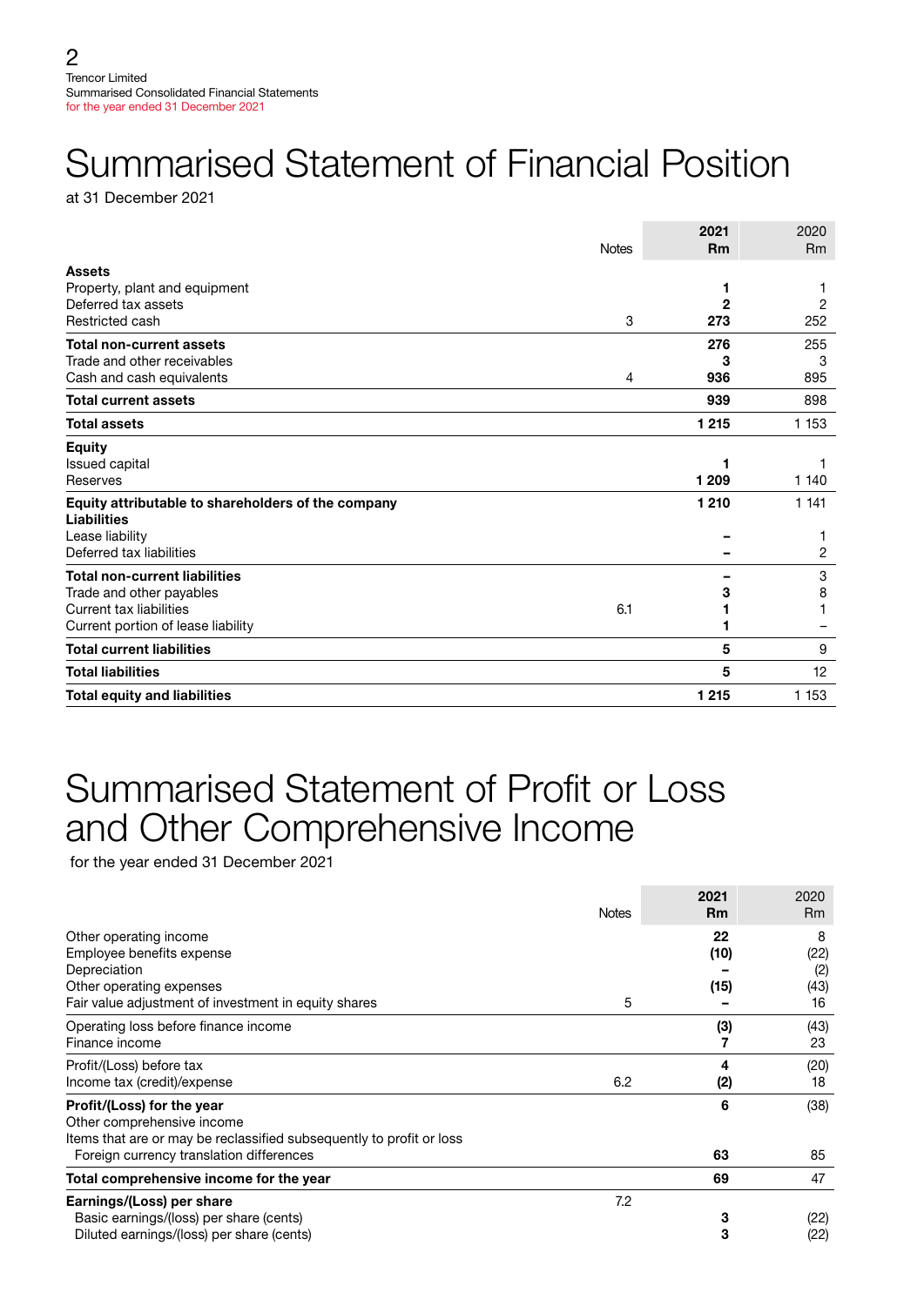# Summarised Statement of Financial Position

at 31 December 2021

| | Notes | 2021 Rm | 2020 Rm |
|---|---|---|---|
| **Assets** | | | |
| Property, plant and equipment | | **1** | 1 |
| Deferred tax assets | | **2** | 2 |
| Restricted cash | 3 | **273** | 252 |
| **Total non-current assets** | | **276** | 255 |
| Trade and other receivables | | **3** | 3 |
| Cash and cash equivalents | 4 | **936** | 895 |
| **Total current assets** | | **939** | 898 |
| **Total assets** | | **1 215** | 1 153 |
| **Equity** | | | |
| Issued capital | | **1** | 1 |
| Reserves | | **1 209** | 1 140 |
| **Equity attributable to shareholders of the company** | | **1 210** | 1 141 |
| **Liabilities** | | | |
| Lease liability | | **–** | 1 |
| Deferred tax liabilities | | **–** | 2 |
| **Total non-current liabilities** | | **–** | 3 |
| Trade and other payables | | **3** | 8 |
| Current tax liabilities | 6.1 | **1** | 1 |
| Current portion of lease liability | | **1** | – |
| **Total current liabilities** | | **5** | 9 |
| **Total liabilities** | | **5** | 12 |
| **Total equity and liabilities** | | **1 215** | 1 153 |

# Summarised Statement of Profit or Loss and Other Comprehensive Income

for the year ended 31 December 2021

| | Notes | 2021 Rm | 2020 Rm |
|---|---|---|---|
| Other operating income | | **22** | 8 |
| Employee benefits expense | | **(10)** | (22) |
| Depreciation | | **–** | (2) |
| Other operating expenses | | **(15)** | (43) |
| Fair value adjustment of investment in equity shares | 5 | **–** | 16 |
| Operating loss before finance income | | **(3)** | (43) |
| Finance income | | **7** | 23 |
| Profit/(Loss) before tax | | **4** | (20) |
| Income tax (credit)/expense | 6.2 | **(2)** | 18 |
| **Profit/(Loss) for the year** | | **6** | (38) |
| Other comprehensive income | | | |
| Items that are or may be reclassified subsequently to profit or loss | | | |
| Foreign currency translation differences | | **63** | 85 |
| **Total comprehensive income for the year** | | **69** | 47 |
| **Earnings/(Loss) per share** | 7.2 | | |
| Basic earnings/(loss) per share (cents) | | **3** | (22) |
| Diluted earnings/(loss) per share (cents) | | **3** | (22) |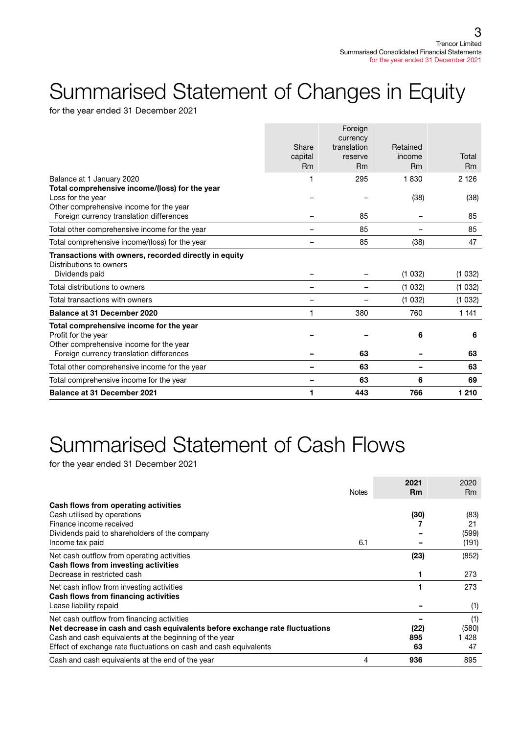# Summarised Statement of Changes in Equity

for the year ended 31 December 2021

| | Share capital Rm | Foreign currency translation reserve Rm | Retained income Rm | Total Rm |
|---|---|---|---|---|
| Balance at 1 January 2020 | 1 | 295 | 1 830 | 2 126 |
| **Total comprehensive income/(loss) for the year** | | | | |
| Loss for the year | – | – | (38) | (38) |
| Other comprehensive income for the year | | | | |
| Foreign currency translation differences | – | 85 | – | 85 |
| Total other comprehensive income for the year | – | 85 | – | 85 |
| Total comprehensive income/(loss) for the year | – | 85 | (38) | 47 |
| **Transactions with owners, recorded directly in equity** | | | | |
| Distributions to owners | | | | |
| Dividends paid | – | – | (1 032) | (1 032) |
| Total distributions to owners | – | – | (1 032) | (1 032) |
| Total transactions with owners | – | – | (1 032) | (1 032) |
| **Balance at 31 December 2020** | 1 | 380 | 760 | 1 141 |
| **Total comprehensive income for the year** | | | | |
| Profit for the year | **–** | **–** | **6** | **6** |
| Other comprehensive income for the year | | | | |
| Foreign currency translation differences | **–** | **63** | **–** | **63** |
| Total other comprehensive income for the year | **–** | **63** | **–** | **63** |
| Total comprehensive income for the year | **–** | **63** | **6** | **69** |
| **Balance at 31 December 2021** | **1** | **443** | **766** | **1 210** |

# Summarised Statement of Cash Flows

for the year ended 31 December 2021

| | Notes | 2021 Rm | 2020 Rm |
|---|---|---|---|
| **Cash flows from operating activities** | | | |
| Cash utilised by operations | | **(30)** | (83) |
| Finance income received | | **7** | 21 |
| Dividends paid to shareholders of the company | | **–** | (599) |
| Income tax paid | 6.1 | **–** | (191) |
| Net cash outflow from operating activities | | **(23)** | (852) |
| **Cash flows from investing activities** | | | |
| Decrease in restricted cash | | **1** | 273 |
| Net cash inflow from investing activities | | **1** | 273 |
| **Cash flows from financing activities** | | | |
| Lease liability repaid | | **–** | (1) |
| Net cash outflow from financing activities | | **–** | (1) |
| **Net decrease in cash and cash equivalents before exchange rate fluctuations** | | **(22)** | (580) |
| Cash and cash equivalents at the beginning of the year | | **895** | 1 428 |
| Effect of exchange rate fluctuations on cash and cash equivalents | | **63** | 47 |
| Cash and cash equivalents at the end of the year | 4 | **936** | 895 |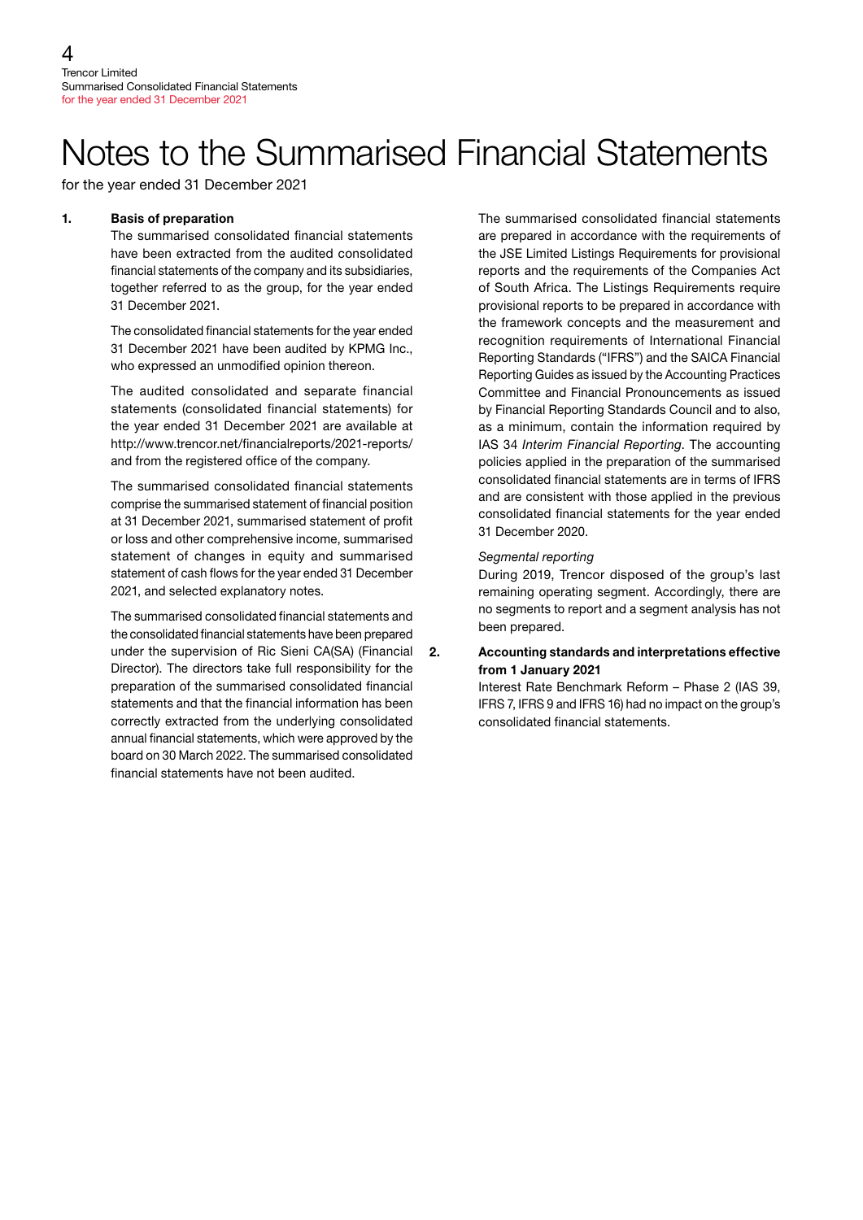# Notes to the Summarised Financial Statements

for the year ended 31 December 2021

**1. Basis of preparation**

The summarised consolidated financial statements have been extracted from the audited consolidated financial statements of the company and its subsidiaries, together referred to as the group, for the year ended 31 December 2021.

The consolidated financial statements for the year ended 31 December 2021 have been audited by KPMG Inc., who expressed an unmodified opinion thereon.

The audited consolidated and separate financial statements (consolidated financial statements) for the year ended 31 December 2021 are available at http://www.trencor.net/financialreports/2021-reports/ and from the registered office of the company.

The summarised consolidated financial statements comprise the summarised statement of financial position at 31 December 2021, summarised statement of profit or loss and other comprehensive income, summarised statement of changes in equity and summarised statement of cash flows for the year ended 31 December 2021, and selected explanatory notes.

The summarised consolidated financial statements and the consolidated financial statements have been prepared under the supervision of Ric Sieni CA(SA) (Financial Director). The directors take full responsibility for the preparation of the summarised consolidated financial statements and that the financial information has been correctly extracted from the underlying consolidated annual financial statements, which were approved by the board on 30 March 2022. The summarised consolidated financial statements have not been audited.

The summarised consolidated financial statements are prepared in accordance with the requirements of the JSE Limited Listings Requirements for provisional reports and the requirements of the Companies Act of South Africa. The Listings Requirements require provisional reports to be prepared in accordance with the framework concepts and the measurement and recognition requirements of International Financial Reporting Standards ("IFRS") and the SAICA Financial Reporting Guides as issued by the Accounting Practices Committee and Financial Pronouncements as issued by Financial Reporting Standards Council and to also, as a minimum, contain the information required by IAS 34 *Interim Financial Reporting*. The accounting policies applied in the preparation of the summarised consolidated financial statements are in terms of IFRS and are consistent with those applied in the previous consolidated financial statements for the year ended 31 December 2020.

*Segmental reporting*

During 2019, Trencor disposed of the group's last remaining operating segment. Accordingly, there are no segments to report and a segment analysis has not been prepared.

**2. Accounting standards and interpretations effective from 1 January 2021**

Interest Rate Benchmark Reform – Phase 2 (IAS 39, IFRS 7, IFRS 9 and IFRS 16) had no impact on the group's consolidated financial statements.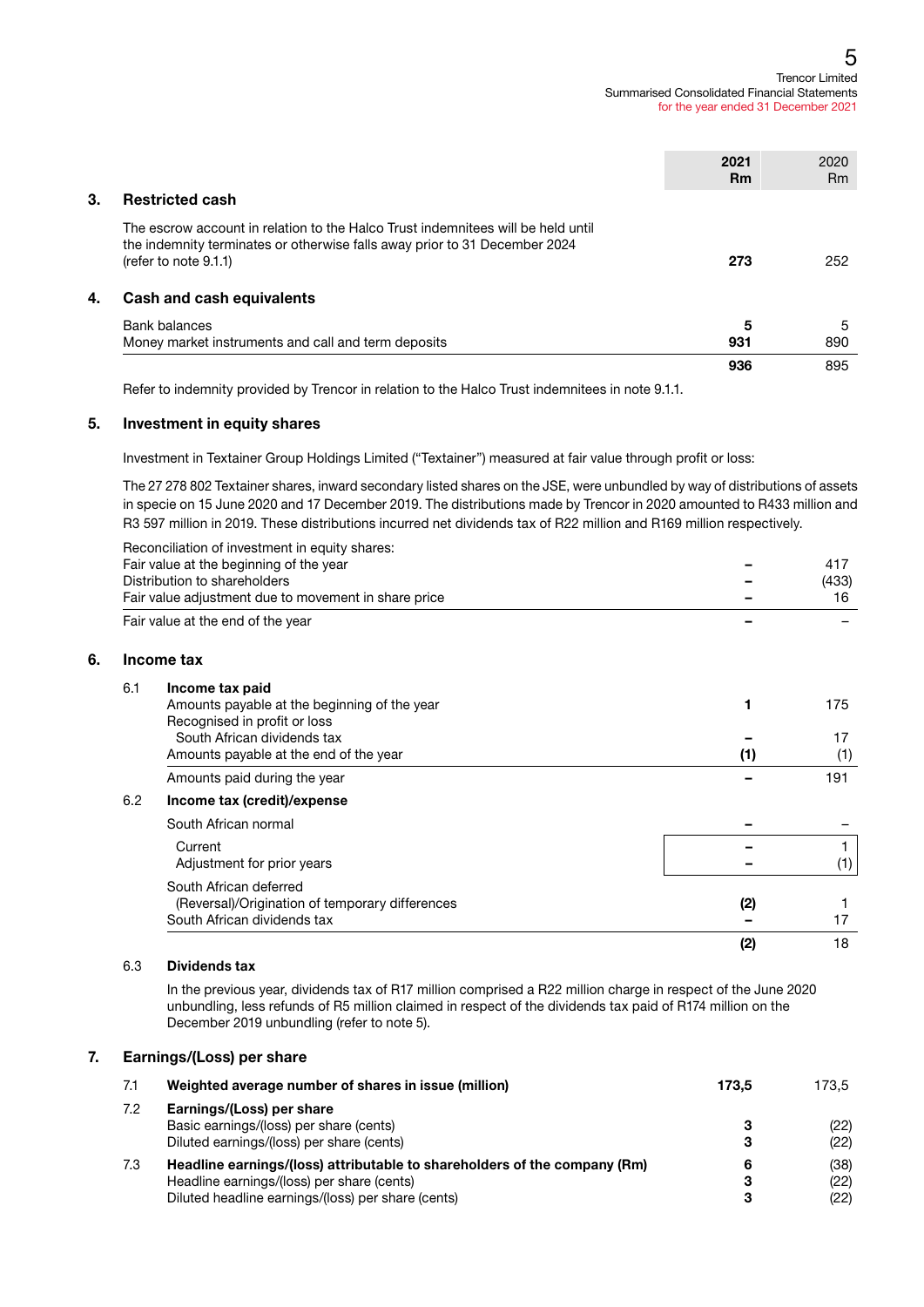| | 2021 Rm | 2020 Rm |
|---|---|---|
| **3. Restricted cash** | | |
| The escrow account in relation to the Halco Trust indemnitees will be held until the indemnity terminates or otherwise falls away prior to 31 December 2024 (refer to note 9.1.1) | **273** | 252 |
| **4. Cash and cash equivalents** | | |
| Bank balances | **5** | 5 |
| Money market instruments and call and term deposits | **931** | 890 |
| | **936** | 895 |

Refer to indemnity provided by Trencor in relation to the Halco Trust indemnitees in note 9.1.1.

## 5. Investment in equity shares

Investment in Textainer Group Holdings Limited ("Textainer") measured at fair value through profit or loss:

The 27 278 802 Textainer shares, inward secondary listed shares on the JSE, were unbundled by way of distributions of assets in specie on 15 June 2020 and 17 December 2019. The distributions made by Trencor in 2020 amounted to R433 million and R3 597 million in 2019. These distributions incurred net dividends tax of R22 million and R169 million respectively.

| | 2021 Rm | 2020 Rm |
|---|---|---|
| Reconciliation of investment in equity shares: | | |
| Fair value at the beginning of the year | **–** | 417 |
| Distribution to shareholders | **–** | (433) |
| Fair value adjustment due to movement in share price | **–** | 16 |
| Fair value at the end of the year | **–** | – |

## 6. Income tax

| | 2021 Rm | 2020 Rm |
|---|---|---|
| **6.1 Income tax paid** | | |
| Amounts payable at the beginning of the year | **1** | 175 |
| Recognised in profit or loss | | |
| South African dividends tax | **–** | 17 |
| Amounts payable at the end of the year | **(1)** | (1) |
| Amounts paid during the year | **–** | 191 |
| **6.2 Income tax (credit)/expense** | | |
| South African normal | **–** | – |
| Current | **–** | 1 |
| Adjustment for prior years | **–** | (1) |
| South African deferred | | |
| (Reversal)/Origination of temporary differences | **(2)** | 1 |
| South African dividends tax | **–** | 17 |
| | **(2)** | 18 |

**6.3 Dividends tax**

In the previous year, dividends tax of R17 million comprised a R22 million charge in respect of the June 2020 unbundling, less refunds of R5 million claimed in respect of the dividends tax paid of R174 million on the December 2019 unbundling (refer to note 5).

## 7. Earnings/(Loss) per share

| | 2021 | 2020 |
|---|---|---|
| **7.1 Weighted average number of shares in issue (million)** | **173,5** | 173,5 |
| **7.2 Earnings/(Loss) per share** | | |
| Basic earnings/(loss) per share (cents) | **3** | (22) |
| Diluted earnings/(loss) per share (cents) | **3** | (22) |
| **7.3 Headline earnings/(loss) attributable to shareholders of the company (Rm)** | **6** | (38) |
| Headline earnings/(loss) per share (cents) | **3** | (22) |
| Diluted headline earnings/(loss) per share (cents) | **3** | (22) |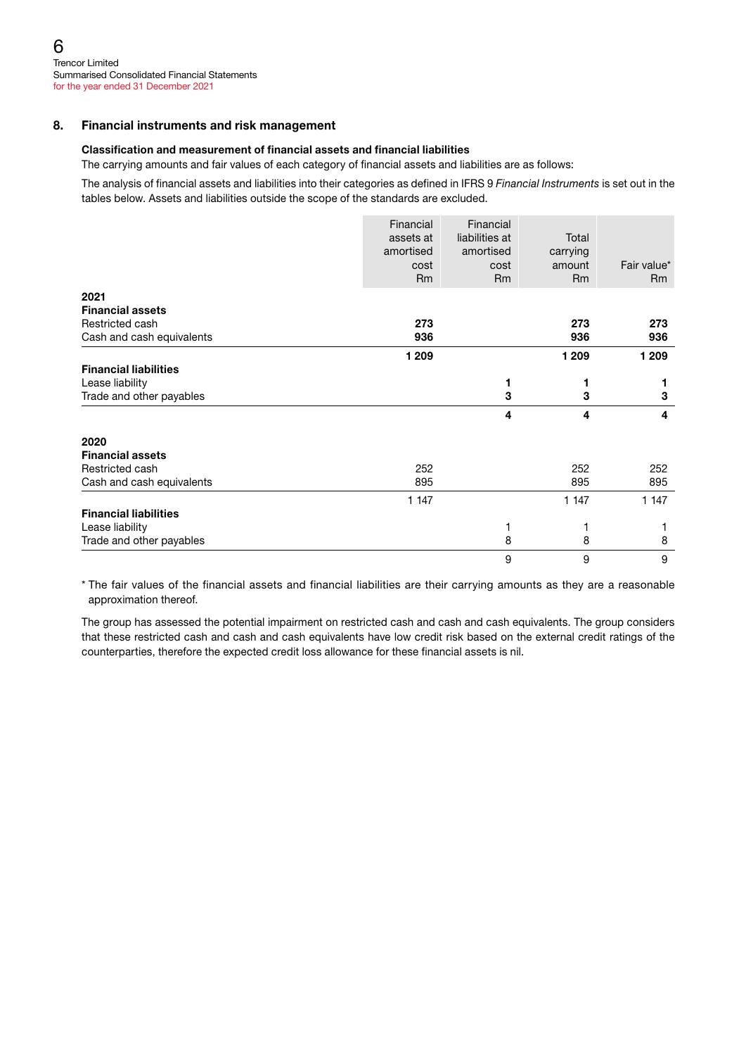## 8. Financial instruments and risk management

### Classification and measurement of financial assets and financial liabilities

The carrying amounts and fair values of each category of financial assets and liabilities are as follows:

The analysis of financial assets and liabilities into their categories as defined in IFRS 9 *Financial Instruments* is set out in the tables below. Assets and liabilities outside the scope of the standards are excluded.

| | Financial assets at amortised cost Rm | Financial liabilities at amortised cost Rm | Total carrying amount Rm | Fair value* Rm |
|---|---|---|---|---|
| **2021** | | | | |
| **Financial assets** | | | | |
| Restricted cash | **273** | | **273** | **273** |
| Cash and cash equivalents | **936** | | **936** | **936** |
| | **1 209** | | **1 209** | **1 209** |
| **Financial liabilities** | | | | |
| Lease liability | | **1** | **1** | **1** |
| Trade and other payables | | **3** | **3** | **3** |
| | | **4** | **4** | **4** |
| **2020** | | | | |
| **Financial assets** | | | | |
| Restricted cash | 252 | | 252 | 252 |
| Cash and cash equivalents | 895 | | 895 | 895 |
| | 1 147 | | 1 147 | 1 147 |
| **Financial liabilities** | | | | |
| Lease liability | | 1 | 1 | 1 |
| Trade and other payables | | 8 | 8 | 8 |
| | | 9 | 9 | 9 |

* The fair values of the financial assets and financial liabilities are their carrying amounts as they are a reasonable approximation thereof.

The group has assessed the potential impairment on restricted cash and cash and cash equivalents. The group considers that these restricted cash and cash and cash equivalents have low credit risk based on the external credit ratings of the counterparties, therefore the expected credit loss allowance for these financial assets is nil.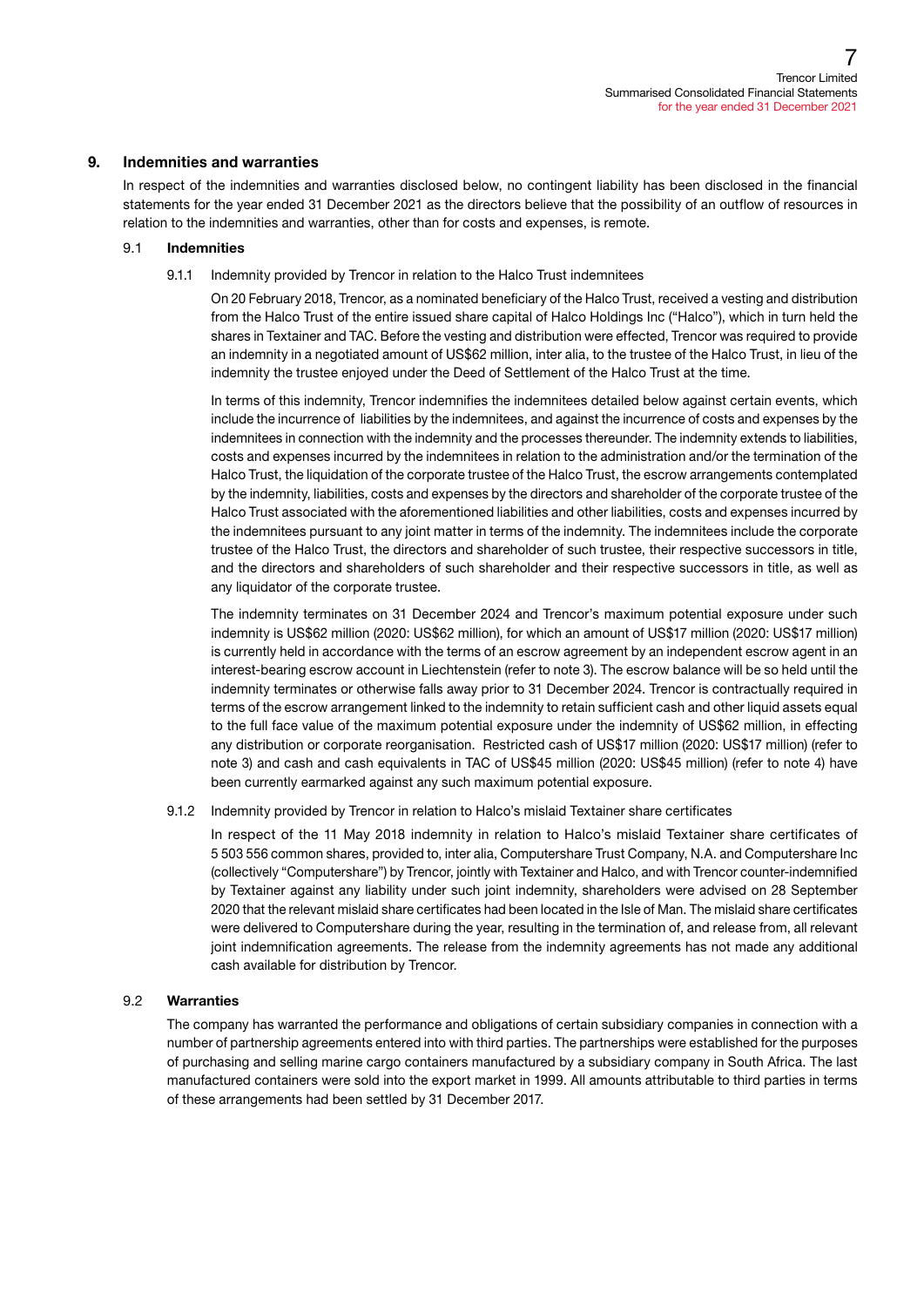## 9. Indemnities and warranties

In respect of the indemnities and warranties disclosed below, no contingent liability has been disclosed in the financial statements for the year ended 31 December 2021 as the directors believe that the possibility of an outflow of resources in relation to the indemnities and warranties, other than for costs and expenses, is remote.

### 9.1 Indemnities

#### 9.1.1 Indemnity provided by Trencor in relation to the Halco Trust indemnitees

On 20 February 2018, Trencor, as a nominated beneficiary of the Halco Trust, received a vesting and distribution from the Halco Trust of the entire issued share capital of Halco Holdings Inc ("Halco"), which in turn held the shares in Textainer and TAC. Before the vesting and distribution were effected, Trencor was required to provide an indemnity in a negotiated amount of US$62 million, inter alia, to the trustee of the Halco Trust, in lieu of the indemnity the trustee enjoyed under the Deed of Settlement of the Halco Trust at the time.

In terms of this indemnity, Trencor indemnifies the indemnitees detailed below against certain events, which include the incurrence of liabilities by the indemnitees, and against the incurrence of costs and expenses by the indemnitees in connection with the indemnity and the processes thereunder. The indemnity extends to liabilities, costs and expenses incurred by the indemnitees in relation to the administration and/or the termination of the Halco Trust, the liquidation of the corporate trustee of the Halco Trust, the escrow arrangements contemplated by the indemnity, liabilities, costs and expenses by the directors and shareholder of the corporate trustee of the Halco Trust associated with the aforementioned liabilities and other liabilities, costs and expenses incurred by the indemnitees pursuant to any joint matter in terms of the indemnity. The indemnitees include the corporate trustee of the Halco Trust, the directors and shareholder of such trustee, their respective successors in title, and the directors and shareholders of such shareholder and their respective successors in title, as well as any liquidator of the corporate trustee.

The indemnity terminates on 31 December 2024 and Trencor's maximum potential exposure under such indemnity is US$62 million (2020: US$62 million), for which an amount of US$17 million (2020: US$17 million) is currently held in accordance with the terms of an escrow agreement by an independent escrow agent in an interest-bearing escrow account in Liechtenstein (refer to note 3). The escrow balance will be so held until the indemnity terminates or otherwise falls away prior to 31 December 2024. Trencor is contractually required in terms of the escrow arrangement linked to the indemnity to retain sufficient cash and other liquid assets equal to the full face value of the maximum potential exposure under the indemnity of US$62 million, in effecting any distribution or corporate reorganisation. Restricted cash of US$17 million (2020: US$17 million) (refer to note 3) and cash and cash equivalents in TAC of US$45 million (2020: US$45 million) (refer to note 4) have been currently earmarked against any such maximum potential exposure.

#### 9.1.2 Indemnity provided by Trencor in relation to Halco's mislaid Textainer share certificates

In respect of the 11 May 2018 indemnity in relation to Halco's mislaid Textainer share certificates of 5 503 556 common shares, provided to, inter alia, Computershare Trust Company, N.A. and Computershare Inc (collectively "Computershare") by Trencor, jointly with Textainer and Halco, and with Trencor counter-indemnified by Textainer against any liability under such joint indemnity, shareholders were advised on 28 September 2020 that the relevant mislaid share certificates had been located in the Isle of Man. The mislaid share certificates were delivered to Computershare during the year, resulting in the termination of, and release from, all relevant joint indemnification agreements. The release from the indemnity agreements has not made any additional cash available for distribution by Trencor.

### 9.2 Warranties

The company has warranted the performance and obligations of certain subsidiary companies in connection with a number of partnership agreements entered into with third parties. The partnerships were established for the purposes of purchasing and selling marine cargo containers manufactured by a subsidiary company in South Africa. The last manufactured containers were sold into the export market in 1999. All amounts attributable to third parties in terms of these arrangements had been settled by 31 December 2017.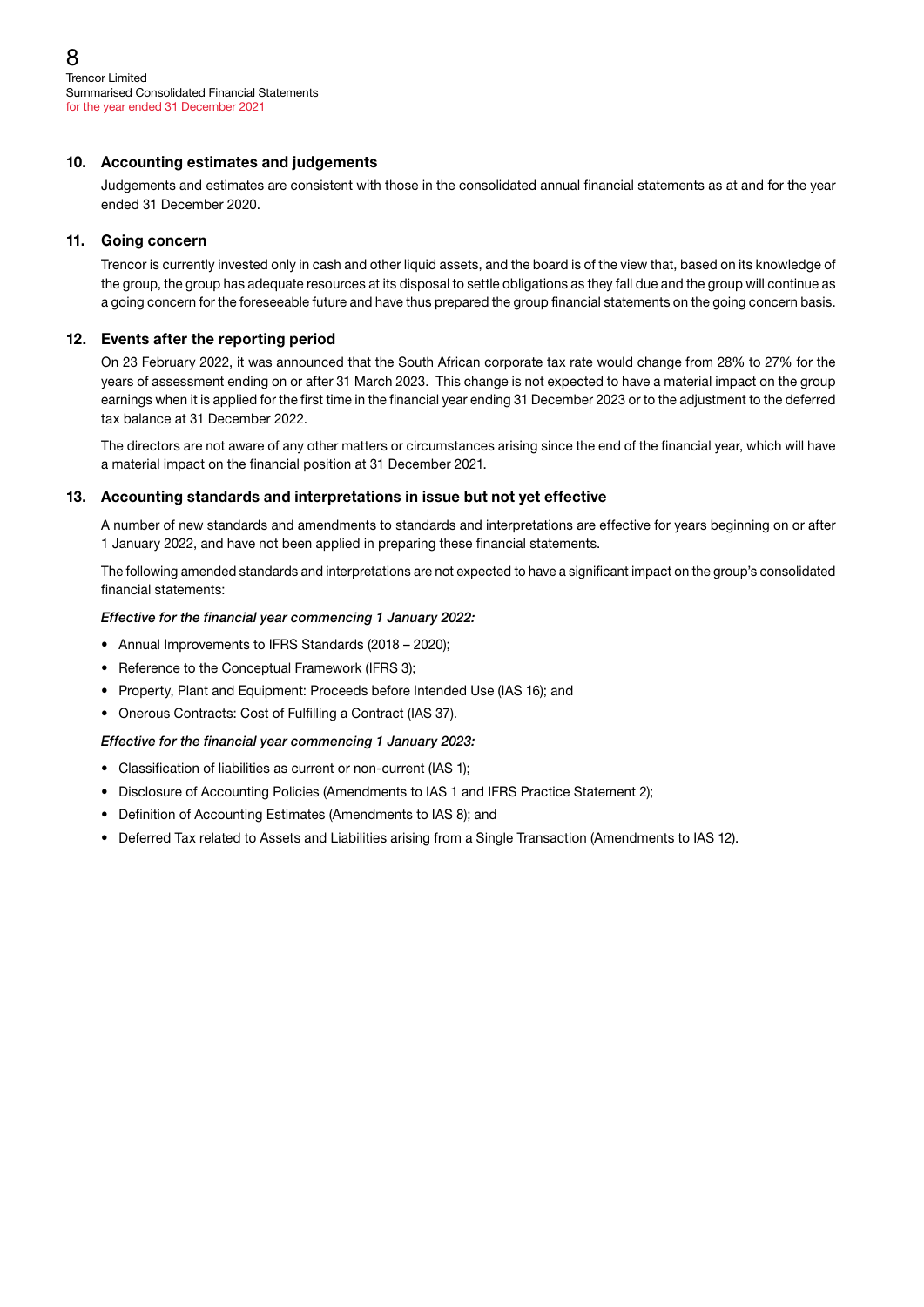## 10. Accounting estimates and judgements

Judgements and estimates are consistent with those in the consolidated annual financial statements as at and for the year ended 31 December 2020.

## 11. Going concern

Trencor is currently invested only in cash and other liquid assets, and the board is of the view that, based on its knowledge of the group, the group has adequate resources at its disposal to settle obligations as they fall due and the group will continue as a going concern for the foreseeable future and have thus prepared the group financial statements on the going concern basis.

## 12. Events after the reporting period

On 23 February 2022, it was announced that the South African corporate tax rate would change from 28% to 27% for the years of assessment ending on or after 31 March 2023. This change is not expected to have a material impact on the group earnings when it is applied for the first time in the financial year ending 31 December 2023 or to the adjustment to the deferred tax balance at 31 December 2022.

The directors are not aware of any other matters or circumstances arising since the end of the financial year, which will have a material impact on the financial position at 31 December 2021.

## 13. Accounting standards and interpretations in issue but not yet effective

A number of new standards and amendments to standards and interpretations are effective for years beginning on or after 1 January 2022, and have not been applied in preparing these financial statements.

The following amended standards and interpretations are not expected to have a significant impact on the group's consolidated financial statements:

***Effective for the financial year commencing 1 January 2022:***

- Annual Improvements to IFRS Standards (2018 – 2020);
- Reference to the Conceptual Framework (IFRS 3);
- Property, Plant and Equipment: Proceeds before Intended Use (IAS 16); and
- Onerous Contracts: Cost of Fulfilling a Contract (IAS 37).

***Effective for the financial year commencing 1 January 2023:***

- Classification of liabilities as current or non-current (IAS 1);
- Disclosure of Accounting Policies (Amendments to IAS 1 and IFRS Practice Statement 2);
- Definition of Accounting Estimates (Amendments to IAS 8); and
- Deferred Tax related to Assets and Liabilities arising from a Single Transaction (Amendments to IAS 12).